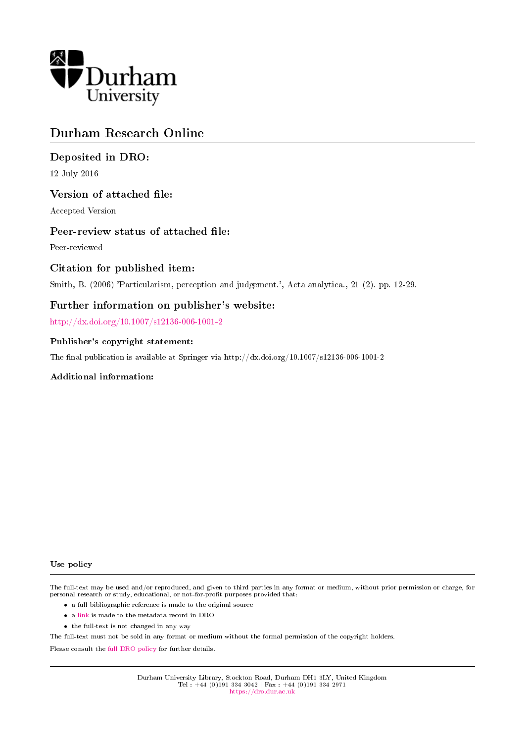Durham University

# Durham Research Online

## Deposited in DRO:

12 July 2016

## Version of attached file:

Accepted Version

## Peer-review status of attached file:

Peer-reviewed

## Citation for published item:

Smith, B. (2006) 'Particularism, perception and judgement.', Acta analytica., 21 (2). pp. 12-29.

## Further information on publisher's website:

http://dx.doi.org/10.1007/s12136-006-1001-2

### Publisher's copyright statement:

The final publication is available at Springer via http://dx.doi.org/10.1007/s12136-006-1001-2

### Additional information:

### Use policy

The full-text may be used and/or reproduced, and given to third parties in any format or medium, without prior permission or charge, for personal research or study, educational, or not-for-profit purposes provided that:

- a full bibliographic reference is made to the original source
- a link is made to the metadata record in DRO
- the full-text is not changed in any way

The full-text must not be sold in any format or medium without the formal permission of the copyright holders.

Please consult the full DRO policy for further details.

Durham University Library, Stockton Road, Durham DH1 3LY, United Kingdom
Tel : +44 (0)191 334 3042 | Fax : +44 (0)191 334 2971
https://dro.dur.ac.uk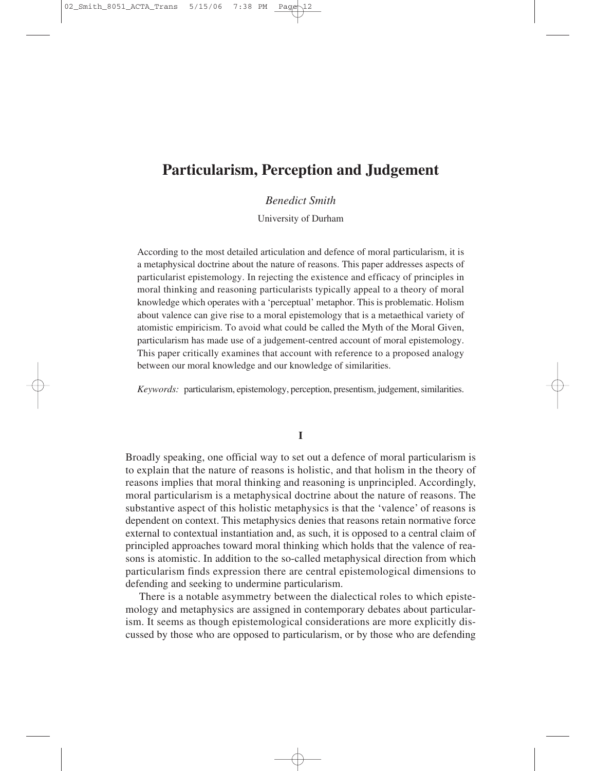# Particularism, Perception and Judgement

*Benedict Smith*

University of Durham

According to the most detailed articulation and defence of moral particularism, it is a metaphysical doctrine about the nature of reasons. This paper addresses aspects of particularist epistemology. In rejecting the existence and efficacy of principles in moral thinking and reasoning particularists typically appeal to a theory of moral knowledge which operates with a 'perceptual' metaphor. This is problematic. Holism about valence can give rise to a moral epistemology that is a metaethical variety of atomistic empiricism. To avoid what could be called the Myth of the Moral Given, particularism has made use of a judgement-centred account of moral epistemology. This paper critically examines that account with reference to a proposed analogy between our moral knowledge and our knowledge of similarities.

*Keywords:* particularism, epistemology, perception, presentism, judgement, similarities.

## I

Broadly speaking, one official way to set out a defence of moral particularism is to explain that the nature of reasons is holistic, and that holism in the theory of reasons implies that moral thinking and reasoning is unprincipled. Accordingly, moral particularism is a metaphysical doctrine about the nature of reasons. The substantive aspect of this holistic metaphysics is that the 'valence' of reasons is dependent on context. This metaphysics denies that reasons retain normative force external to contextual instantiation and, as such, it is opposed to a central claim of principled approaches toward moral thinking which holds that the valence of reasons is atomistic. In addition to the so-called metaphysical direction from which particularism finds expression there are central epistemological dimensions to defending and seeking to undermine particularism.

There is a notable asymmetry between the dialectical roles to which epistemology and metaphysics are assigned in contemporary debates about particularism. It seems as though epistemological considerations are more explicitly discussed by those who are opposed to particularism, or by those who are defending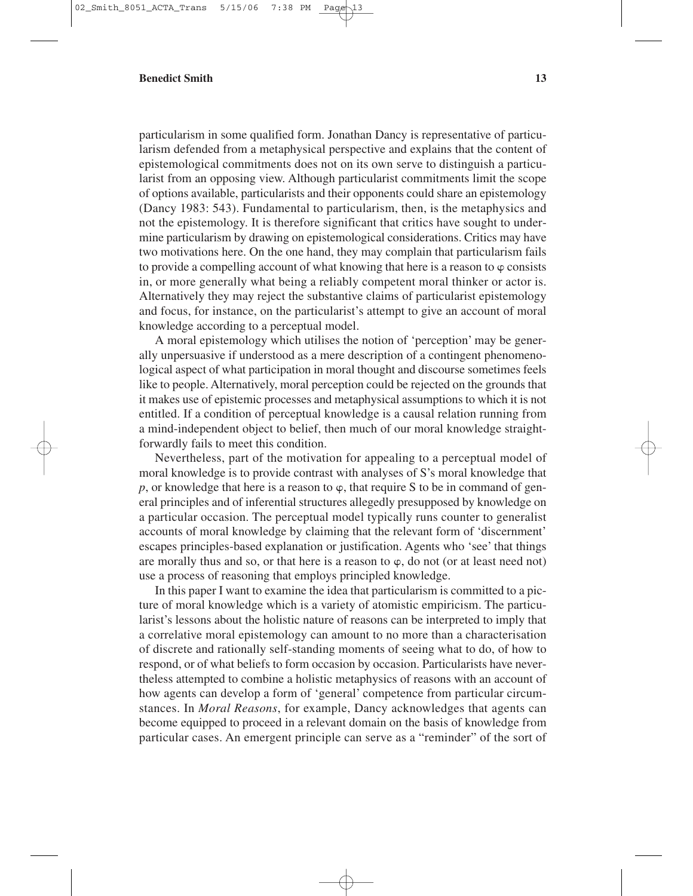particularism in some qualified form. Jonathan Dancy is representative of particularism defended from a metaphysical perspective and explains that the content of epistemological commitments does not on its own serve to distinguish a particularist from an opposing view. Although particularist commitments limit the scope of options available, particularists and their opponents could share an epistemology (Dancy 1983: 543). Fundamental to particularism, then, is the metaphysics and not the epistemology. It is therefore significant that critics have sought to undermine particularism by drawing on epistemological considerations. Critics may have two motivations here. On the one hand, they may complain that particularism fails to provide a compelling account of what knowing that here is a reason to $\varphi$ consists in, or more generally what being a reliably competent moral thinker or actor is. Alternatively they may reject the substantive claims of particularist epistemology and focus, for instance, on the particularist's attempt to give an account of moral knowledge according to a perceptual model.

A moral epistemology which utilises the notion of 'perception' may be generally unpersuasive if understood as a mere description of a contingent phenomenological aspect of what participation in moral thought and discourse sometimes feels like to people. Alternatively, moral perception could be rejected on the grounds that it makes use of epistemic processes and metaphysical assumptions to which it is not entitled. If a condition of perceptual knowledge is a causal relation running from a mind-independent object to belief, then much of our moral knowledge straightforwardly fails to meet this condition.

Nevertheless, part of the motivation for appealing to a perceptual model of moral knowledge is to provide contrast with analyses of S's moral knowledge that *p*, or knowledge that here is a reason to $\varphi$, that require S to be in command of general principles and of inferential structures allegedly presupposed by knowledge on a particular occasion. The perceptual model typically runs counter to generalist accounts of moral knowledge by claiming that the relevant form of 'discernment' escapes principles-based explanation or justification. Agents who 'see' that things are morally thus and so, or that here is a reason to $\varphi$, do not (or at least need not) use a process of reasoning that employs principled knowledge.

In this paper I want to examine the idea that particularism is committed to a picture of moral knowledge which is a variety of atomistic empiricism. The particularist's lessons about the holistic nature of reasons can be interpreted to imply that a correlative moral epistemology can amount to no more than a characterisation of discrete and rationally self-standing moments of seeing what to do, of how to respond, or of what beliefs to form occasion by occasion. Particularists have nevertheless attempted to combine a holistic metaphysics of reasons with an account of how agents can develop a form of 'general' competence from particular circumstances. In *Moral Reasons*, for example, Dancy acknowledges that agents can become equipped to proceed in a relevant domain on the basis of knowledge from particular cases. An emergent principle can serve as a "reminder" of the sort of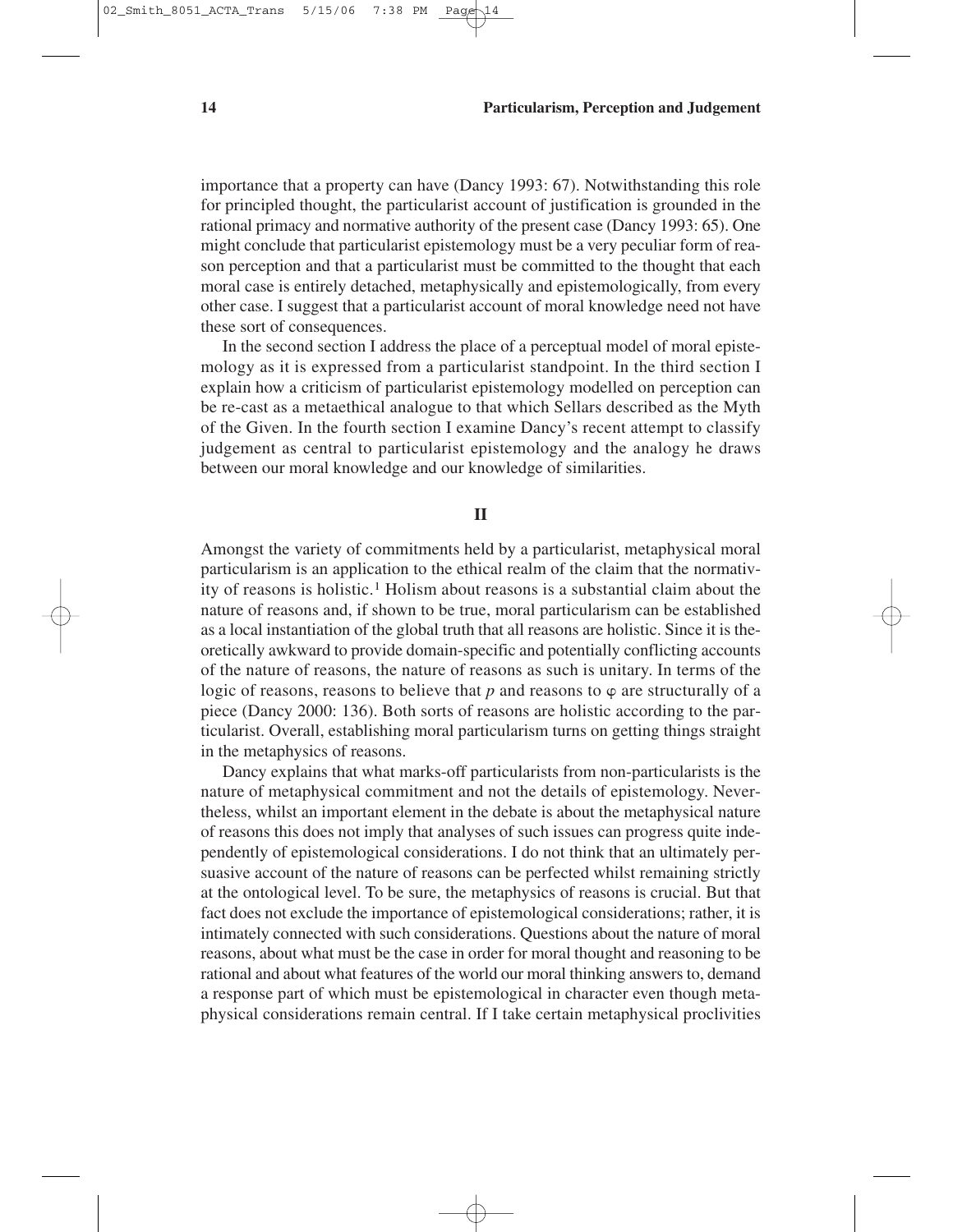importance that a property can have (Dancy 1993: 67). Notwithstanding this role for principled thought, the particularist account of justification is grounded in the rational primacy and normative authority of the present case (Dancy 1993: 65). One might conclude that particularist epistemology must be a very peculiar form of reason perception and that a particularist must be committed to the thought that each moral case is entirely detached, metaphysically and epistemologically, from every other case. I suggest that a particularist account of moral knowledge need not have these sort of consequences.

In the second section I address the place of a perceptual model of moral epistemology as it is expressed from a particularist standpoint. In the third section I explain how a criticism of particularist epistemology modelled on perception can be re-cast as a metaethical analogue to that which Sellars described as the Myth of the Given. In the fourth section I examine Dancy's recent attempt to classify judgement as central to particularist epistemology and the analogy he draws between our moral knowledge and our knowledge of similarities.

## II

Amongst the variety of commitments held by a particularist, metaphysical moral particularism is an application to the ethical realm of the claim that the normativity of reasons is holistic.[1] Holism about reasons is a substantial claim about the nature of reasons and, if shown to be true, moral particularism can be established as a local instantiation of the global truth that all reasons are holistic. Since it is theoretically awkward to provide domain-specific and potentially conflicting accounts of the nature of reasons, the nature of reasons as such is unitary. In terms of the logic of reasons, reasons to believe that *p* and reasons to $\varphi$ are structurally of a piece (Dancy 2000: 136). Both sorts of reasons are holistic according to the particularist. Overall, establishing moral particularism turns on getting things straight in the metaphysics of reasons.

Dancy explains that what marks-off particularists from non-particularists is the nature of metaphysical commitment and not the details of epistemology. Nevertheless, whilst an important element in the debate is about the metaphysical nature of reasons this does not imply that analyses of such issues can progress quite independently of epistemological considerations. I do not think that an ultimately persuasive account of the nature of reasons can be perfected whilst remaining strictly at the ontological level. To be sure, the metaphysics of reasons is crucial. But that fact does not exclude the importance of epistemological considerations; rather, it is intimately connected with such considerations. Questions about the nature of moral reasons, about what must be the case in order for moral thought and reasoning to be rational and about what features of the world our moral thinking answers to, demand a response part of which must be epistemological in character even though metaphysical considerations remain central. If I take certain metaphysical proclivities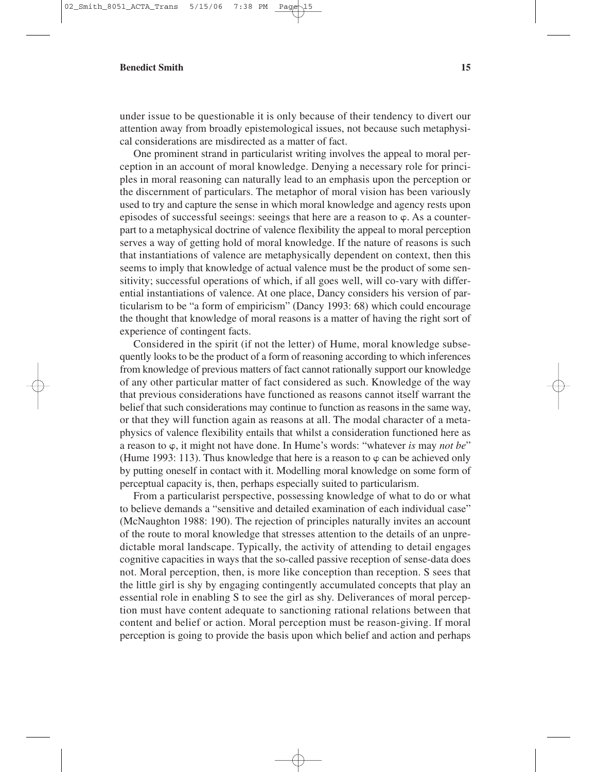under issue to be questionable it is only because of their tendency to divert our attention away from broadly epistemological issues, not because such metaphysical considerations are misdirected as a matter of fact.

One prominent strand in particularist writing involves the appeal to moral perception in an account of moral knowledge. Denying a necessary role for principles in moral reasoning can naturally lead to an emphasis upon the perception or the discernment of particulars. The metaphor of moral vision has been variously used to try and capture the sense in which moral knowledge and agency rests upon episodes of successful seeings: seeings that here are a reason to $\varphi$. As a counterpart to a metaphysical doctrine of valence flexibility the appeal to moral perception serves a way of getting hold of moral knowledge. If the nature of reasons is such that instantiations of valence are metaphysically dependent on context, then this seems to imply that knowledge of actual valence must be the product of some sensitivity; successful operations of which, if all goes well, will co-vary with differential instantiations of valence. At one place, Dancy considers his version of particularism to be "a form of empiricism" (Dancy 1993: 68) which could encourage the thought that knowledge of moral reasons is a matter of having the right sort of experience of contingent facts.

Considered in the spirit (if not the letter) of Hume, moral knowledge subsequently looks to be the product of a form of reasoning according to which inferences from knowledge of previous matters of fact cannot rationally support our knowledge of any other particular matter of fact considered as such. Knowledge of the way that previous considerations have functioned as reasons cannot itself warrant the belief that such considerations may continue to function as reasons in the same way, or that they will function again as reasons at all. The modal character of a metaphysics of valence flexibility entails that whilst a consideration functioned here as a reason to $\varphi$, it might not have done. In Hume's words: "whatever *is* may *not be*" (Hume 1993: 113). Thus knowledge that here is a reason to $\varphi$ can be achieved only by putting oneself in contact with it. Modelling moral knowledge on some form of perceptual capacity is, then, perhaps especially suited to particularism.

From a particularist perspective, possessing knowledge of what to do or what to believe demands a "sensitive and detailed examination of each individual case" (McNaughton 1988: 190). The rejection of principles naturally invites an account of the route to moral knowledge that stresses attention to the details of an unpredictable moral landscape. Typically, the activity of attending to detail engages cognitive capacities in ways that the so-called passive reception of sense-data does not. Moral perception, then, is more like conception than reception. S sees that the little girl is shy by engaging contingently accumulated concepts that play an essential role in enabling S to see the girl as shy. Deliverances of moral perception must have content adequate to sanctioning rational relations between that content and belief or action. Moral perception must be reason-giving. If moral perception is going to provide the basis upon which belief and action and perhaps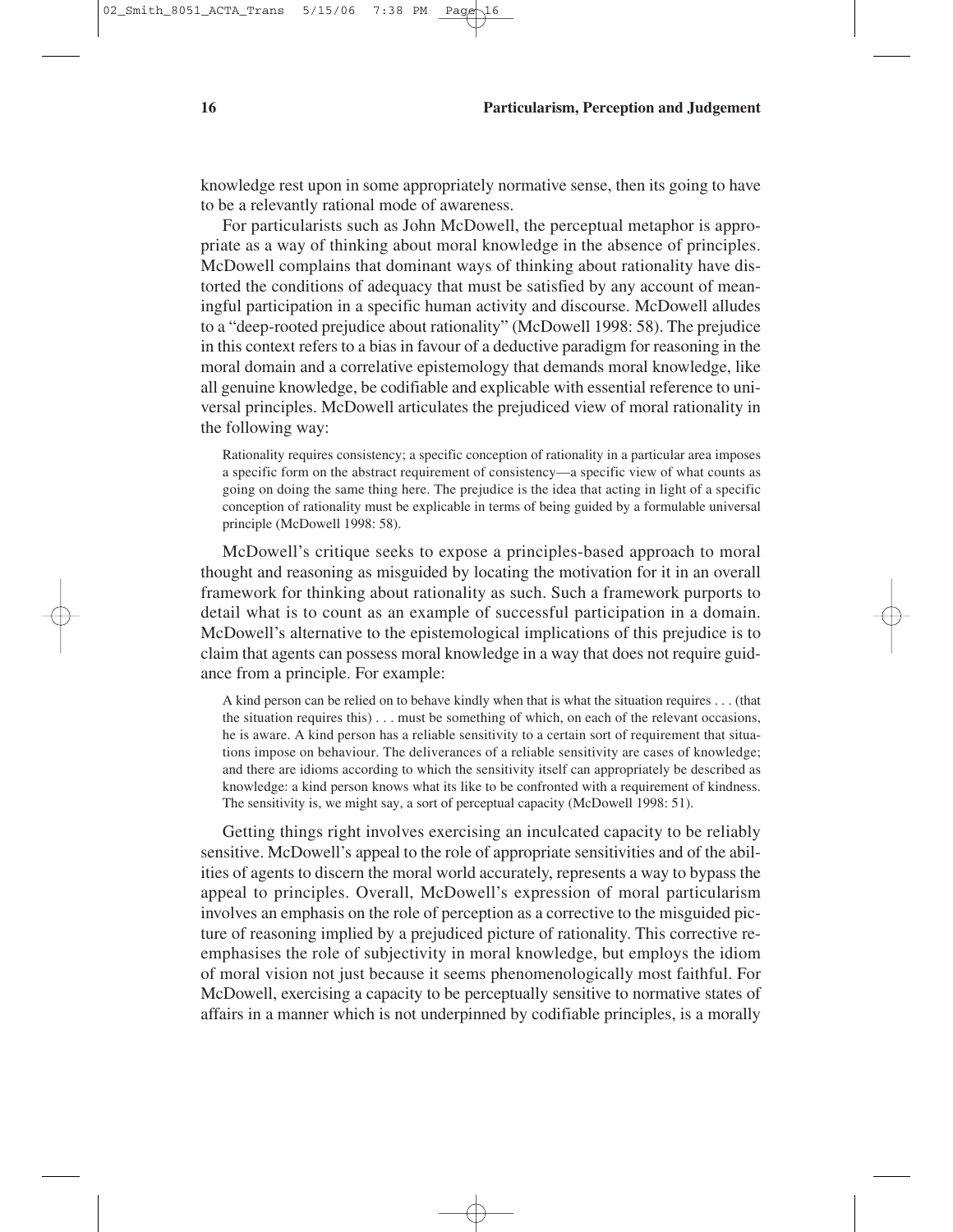knowledge rest upon in some appropriately normative sense, then its going to have to be a relevantly rational mode of awareness.

For particularists such as John McDowell, the perceptual metaphor is appropriate as a way of thinking about moral knowledge in the absence of principles. McDowell complains that dominant ways of thinking about rationality have distorted the conditions of adequacy that must be satisfied by any account of meaningful participation in a specific human activity and discourse. McDowell alludes to a "deep-rooted prejudice about rationality" (McDowell 1998: 58). The prejudice in this context refers to a bias in favour of a deductive paradigm for reasoning in the moral domain and a correlative epistemology that demands moral knowledge, like all genuine knowledge, be codifiable and explicable with essential reference to universal principles. McDowell articulates the prejudiced view of moral rationality in the following way:

> Rationality requires consistency; a specific conception of rationality in a particular area imposes a specific form on the abstract requirement of consistency—a specific view of what counts as going on doing the same thing here. The prejudice is the idea that acting in light of a specific conception of rationality must be explicable in terms of being guided by a formulable universal principle (McDowell 1998: 58).

McDowell's critique seeks to expose a principles-based approach to moral thought and reasoning as misguided by locating the motivation for it in an overall framework for thinking about rationality as such. Such a framework purports to detail what is to count as an example of successful participation in a domain. McDowell's alternative to the epistemological implications of this prejudice is to claim that agents can possess moral knowledge in a way that does not require guidance from a principle. For example:

> A kind person can be relied on to behave kindly when that is what the situation requires . . . (that the situation requires this) . . . must be something of which, on each of the relevant occasions, he is aware. A kind person has a reliable sensitivity to a certain sort of requirement that situations impose on behaviour. The deliverances of a reliable sensitivity are cases of knowledge; and there are idioms according to which the sensitivity itself can appropriately be described as knowledge: a kind person knows what its like to be confronted with a requirement of kindness. The sensitivity is, we might say, a sort of perceptual capacity (McDowell 1998: 51).

Getting things right involves exercising an inculcated capacity to be reliably sensitive. McDowell's appeal to the role of appropriate sensitivities and of the abilities of agents to discern the moral world accurately, represents a way to bypass the appeal to principles. Overall, McDowell's expression of moral particularism involves an emphasis on the role of perception as a corrective to the misguided picture of reasoning implied by a prejudiced picture of rationality. This corrective re-emphasises the role of subjectivity in moral knowledge, but employs the idiom of moral vision not just because it seems phenomenologically most faithful. For McDowell, exercising a capacity to be perceptually sensitive to normative states of affairs in a manner which is not underpinned by codifiable principles, is a morally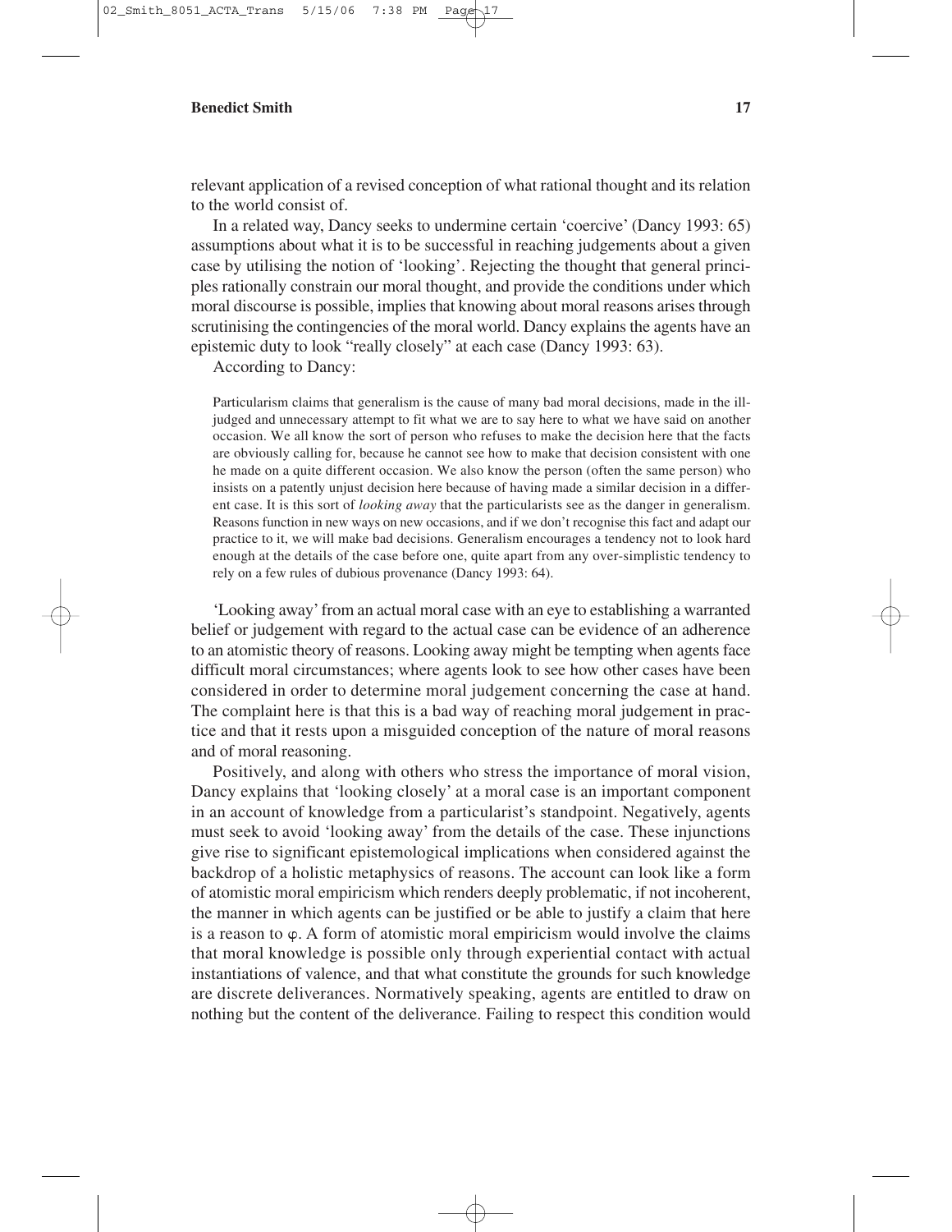relevant application of a revised conception of what rational thought and its relation to the world consist of.

In a related way, Dancy seeks to undermine certain 'coercive' (Dancy 1993: 65) assumptions about what it is to be successful in reaching judgements about a given case by utilising the notion of 'looking'. Rejecting the thought that general principles rationally constrain our moral thought, and provide the conditions under which moral discourse is possible, implies that knowing about moral reasons arises through scrutinising the contingencies of the moral world. Dancy explains the agents have an epistemic duty to look "really closely" at each case (Dancy 1993: 63).

According to Dancy:

> Particularism claims that generalism is the cause of many bad moral decisions, made in the ill-judged and unnecessary attempt to fit what we are to say here to what we have said on another occasion. We all know the sort of person who refuses to make the decision here that the facts are obviously calling for, because he cannot see how to make that decision consistent with one he made on a quite different occasion. We also know the person (often the same person) who insists on a patently unjust decision here because of having made a similar decision in a different case. It is this sort of *looking away* that the particularists see as the danger in generalism. Reasons function in new ways on new occasions, and if we don't recognise this fact and adapt our practice to it, we will make bad decisions. Generalism encourages a tendency not to look hard enough at the details of the case before one, quite apart from any over-simplistic tendency to rely on a few rules of dubious provenance (Dancy 1993: 64).

'Looking away' from an actual moral case with an eye to establishing a warranted belief or judgement with regard to the actual case can be evidence of an adherence to an atomistic theory of reasons. Looking away might be tempting when agents face difficult moral circumstances; where agents look to see how other cases have been considered in order to determine moral judgement concerning the case at hand. The complaint here is that this is a bad way of reaching moral judgement in practice and that it rests upon a misguided conception of the nature of moral reasons and of moral reasoning.

Positively, and along with others who stress the importance of moral vision, Dancy explains that 'looking closely' at a moral case is an important component in an account of knowledge from a particularist's standpoint. Negatively, agents must seek to avoid 'looking away' from the details of the case. These injunctions give rise to significant epistemological implications when considered against the backdrop of a holistic metaphysics of reasons. The account can look like a form of atomistic moral empiricism which renders deeply problematic, if not incoherent, the manner in which agents can be justified or be able to justify a claim that here is a reason to $\varphi$. A form of atomistic moral empiricism would involve the claims that moral knowledge is possible only through experiential contact with actual instantiations of valence, and that what constitute the grounds for such knowledge are discrete deliverances. Normatively speaking, agents are entitled to draw on nothing but the content of the deliverance. Failing to respect this condition would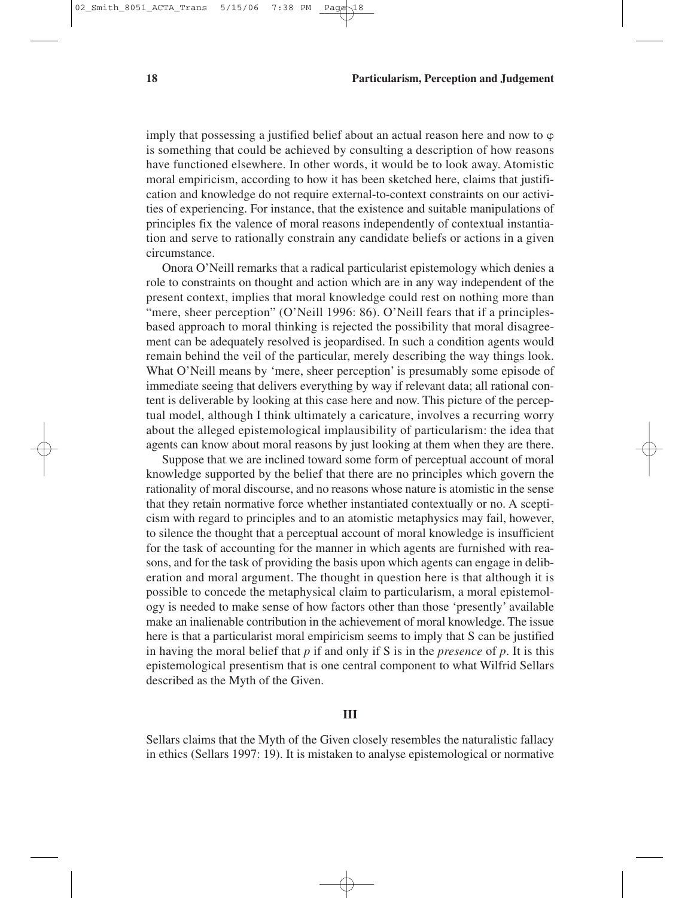imply that possessing a justified belief about an actual reason here and now to $\varphi$ is something that could be achieved by consulting a description of how reasons have functioned elsewhere. In other words, it would be to look away. Atomistic moral empiricism, according to how it has been sketched here, claims that justification and knowledge do not require external-to-context constraints on our activities of experiencing. For instance, that the existence and suitable manipulations of principles fix the valence of moral reasons independently of contextual instantiation and serve to rationally constrain any candidate beliefs or actions in a given circumstance.

Onora O'Neill remarks that a radical particularist epistemology which denies a role to constraints on thought and action which are in any way independent of the present context, implies that moral knowledge could rest on nothing more than "mere, sheer perception" (O'Neill 1996: 86). O'Neill fears that if a principles-based approach to moral thinking is rejected the possibility that moral disagreement can be adequately resolved is jeopardised. In such a condition agents would remain behind the veil of the particular, merely describing the way things look. What O'Neill means by 'mere, sheer perception' is presumably some episode of immediate seeing that delivers everything by way if relevant data; all rational content is deliverable by looking at this case here and now. This picture of the perceptual model, although I think ultimately a caricature, involves a recurring worry about the alleged epistemological implausibility of particularism: the idea that agents can know about moral reasons by just looking at them when they are there.

Suppose that we are inclined toward some form of perceptual account of moral knowledge supported by the belief that there are no principles which govern the rationality of moral discourse, and no reasons whose nature is atomistic in the sense that they retain normative force whether instantiated contextually or no. A scepticism with regard to principles and to an atomistic metaphysics may fail, however, to silence the thought that a perceptual account of moral knowledge is insufficient for the task of accounting for the manner in which agents are furnished with reasons, and for the task of providing the basis upon which agents can engage in deliberation and moral argument. The thought in question here is that although it is possible to concede the metaphysical claim to particularism, a moral epistemology is needed to make sense of how factors other than those 'presently' available make an inalienable contribution in the achievement of moral knowledge. The issue here is that a particularist moral empiricism seems to imply that S can be justified in having the moral belief that *p* if and only if S is in the *presence* of *p*. It is this epistemological presentism that is one central component to what Wilfrid Sellars described as the Myth of the Given.

## III

Sellars claims that the Myth of the Given closely resembles the naturalistic fallacy in ethics (Sellars 1997: 19). It is mistaken to analyse epistemological or normative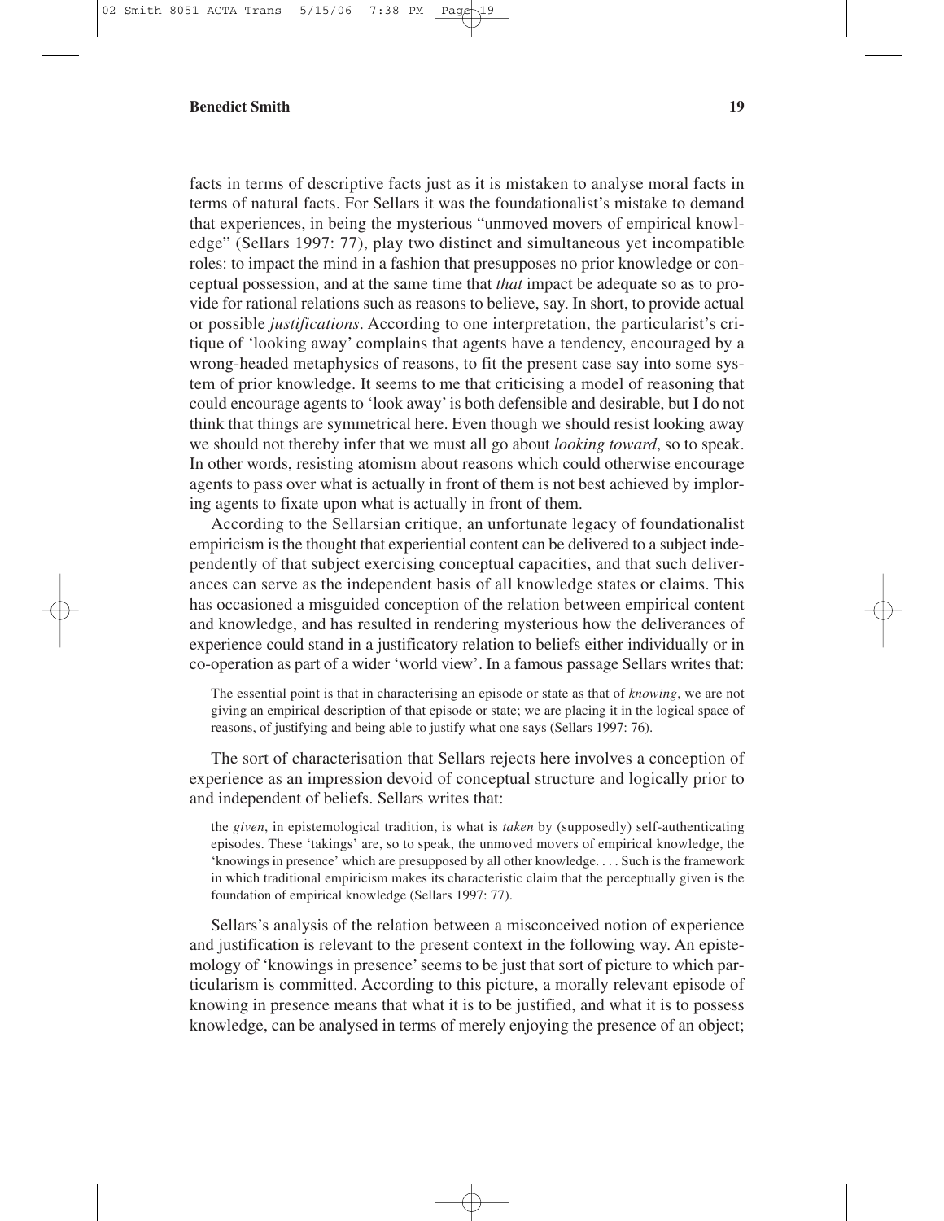facts in terms of descriptive facts just as it is mistaken to analyse moral facts in terms of natural facts. For Sellars it was the foundationalist's mistake to demand that experiences, in being the mysterious "unmoved movers of empirical knowledge" (Sellars 1997: 77), play two distinct and simultaneous yet incompatible roles: to impact the mind in a fashion that presupposes no prior knowledge or conceptual possession, and at the same time that *that* impact be adequate so as to provide for rational relations such as reasons to believe, say. In short, to provide actual or possible *justifications*. According to one interpretation, the particularist's critique of 'looking away' complains that agents have a tendency, encouraged by a wrong-headed metaphysics of reasons, to fit the present case say into some system of prior knowledge. It seems to me that criticising a model of reasoning that could encourage agents to 'look away' is both defensible and desirable, but I do not think that things are symmetrical here. Even though we should resist looking away we should not thereby infer that we must all go about *looking toward*, so to speak. In other words, resisting atomism about reasons which could otherwise encourage agents to pass over what is actually in front of them is not best achieved by imploring agents to fixate upon what is actually in front of them.

According to the Sellarsian critique, an unfortunate legacy of foundationalist empiricism is the thought that experiential content can be delivered to a subject independently of that subject exercising conceptual capacities, and that such deliverances can serve as the independent basis of all knowledge states or claims. This has occasioned a misguided conception of the relation between empirical content and knowledge, and has resulted in rendering mysterious how the deliverances of experience could stand in a justificatory relation to beliefs either individually or in co-operation as part of a wider 'world view'. In a famous passage Sellars writes that:

> The essential point is that in characterising an episode or state as that of *knowing*, we are not giving an empirical description of that episode or state; we are placing it in the logical space of reasons, of justifying and being able to justify what one says (Sellars 1997: 76).

The sort of characterisation that Sellars rejects here involves a conception of experience as an impression devoid of conceptual structure and logically prior to and independent of beliefs. Sellars writes that:

> the *given*, in epistemological tradition, is what is *taken* by (supposedly) self-authenticating episodes. These 'takings' are, so to speak, the unmoved movers of empirical knowledge, the 'knowings in presence' which are presupposed by all other knowledge. . . . Such is the framework in which traditional empiricism makes its characteristic claim that the perceptually given is the foundation of empirical knowledge (Sellars 1997: 77).

Sellars's analysis of the relation between a misconceived notion of experience and justification is relevant to the present context in the following way. An epistemology of 'knowings in presence' seems to be just that sort of picture to which particularism is committed. According to this picture, a morally relevant episode of knowing in presence means that what it is to be justified, and what it is to possess knowledge, can be analysed in terms of merely enjoying the presence of an object;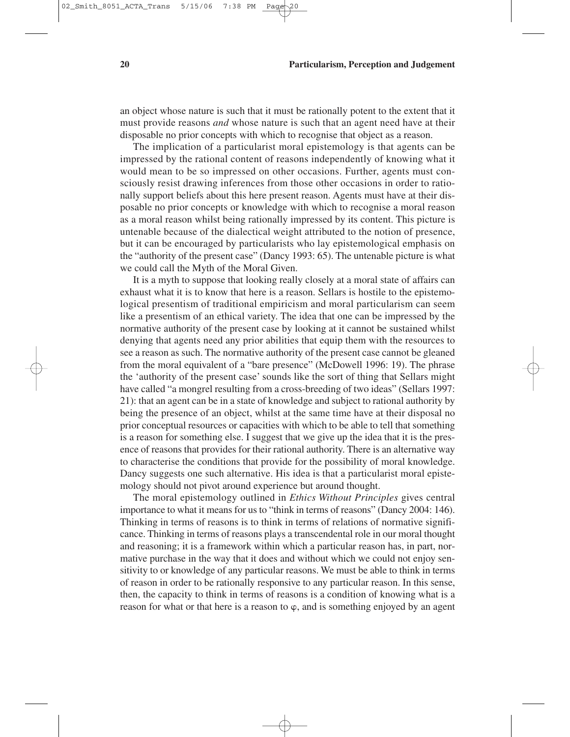an object whose nature is such that it must be rationally potent to the extent that it must provide reasons *and* whose nature is such that an agent need have at their disposable no prior concepts with which to recognise that object as a reason.

The implication of a particularist moral epistemology is that agents can be impressed by the rational content of reasons independently of knowing what it would mean to be so impressed on other occasions. Further, agents must consciously resist drawing inferences from those other occasions in order to rationally support beliefs about this here present reason. Agents must have at their disposable no prior concepts or knowledge with which to recognise a moral reason as a moral reason whilst being rationally impressed by its content. This picture is untenable because of the dialectical weight attributed to the notion of presence, but it can be encouraged by particularists who lay epistemological emphasis on the "authority of the present case" (Dancy 1993: 65). The untenable picture is what we could call the Myth of the Moral Given.

It is a myth to suppose that looking really closely at a moral state of affairs can exhaust what it is to know that here is a reason. Sellars is hostile to the epistemological presentism of traditional empiricism and moral particularism can seem like a presentism of an ethical variety. The idea that one can be impressed by the normative authority of the present case by looking at it cannot be sustained whilst denying that agents need any prior abilities that equip them with the resources to see a reason as such. The normative authority of the present case cannot be gleaned from the moral equivalent of a "bare presence" (McDowell 1996: 19). The phrase the 'authority of the present case' sounds like the sort of thing that Sellars might have called "a mongrel resulting from a cross-breeding of two ideas" (Sellars 1997: 21): that an agent can be in a state of knowledge and subject to rational authority by being the presence of an object, whilst at the same time have at their disposal no prior conceptual resources or capacities with which to be able to tell that something is a reason for something else. I suggest that we give up the idea that it is the presence of reasons that provides for their rational authority. There is an alternative way to characterise the conditions that provide for the possibility of moral knowledge. Dancy suggests one such alternative. His idea is that a particularist moral epistemology should not pivot around experience but around thought.

The moral epistemology outlined in *Ethics Without Principles* gives central importance to what it means for us to "think in terms of reasons" (Dancy 2004: 146). Thinking in terms of reasons is to think in terms of relations of normative significance. Thinking in terms of reasons plays a transcendental role in our moral thought and reasoning; it is a framework within which a particular reason has, in part, normative purchase in the way that it does and without which we could not enjoy sensitivity to or knowledge of any particular reasons. We must be able to think in terms of reason in order to be rationally responsive to any particular reason. In this sense, then, the capacity to think in terms of reasons is a condition of knowing what is a reason for what or that here is a reason to $\varphi$, and is something enjoyed by an agent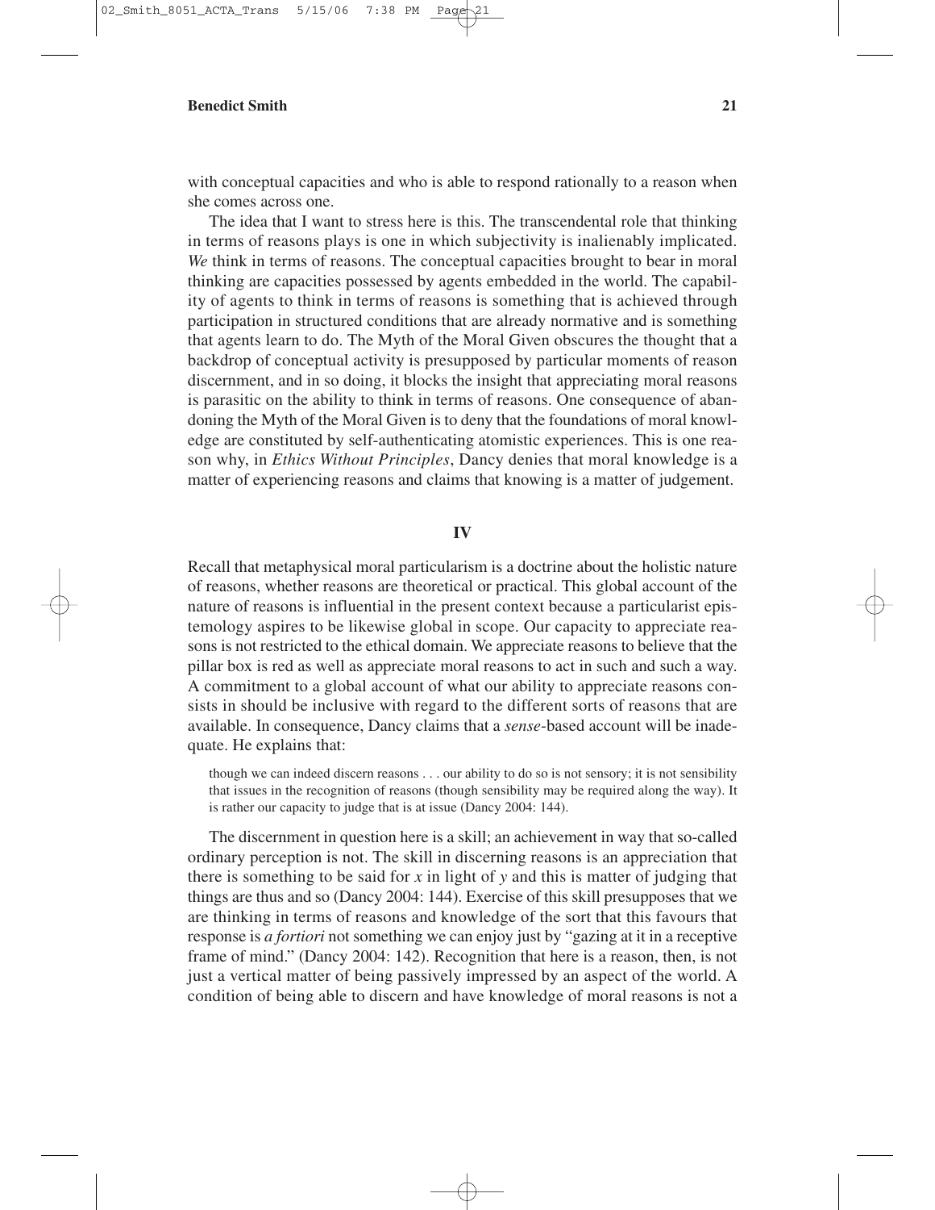with conceptual capacities and who is able to respond rationally to a reason when she comes across one.

The idea that I want to stress here is this. The transcendental role that thinking in terms of reasons plays is one in which subjectivity is inalienably implicated. *We* think in terms of reasons. The conceptual capacities brought to bear in moral thinking are capacities possessed by agents embedded in the world. The capability of agents to think in terms of reasons is something that is achieved through participation in structured conditions that are already normative and is something that agents learn to do. The Myth of the Moral Given obscures the thought that a backdrop of conceptual activity is presupposed by particular moments of reason discernment, and in so doing, it blocks the insight that appreciating moral reasons is parasitic on the ability to think in terms of reasons. One consequence of abandoning the Myth of the Moral Given is to deny that the foundations of moral knowledge are constituted by self-authenticating atomistic experiences. This is one reason why, in *Ethics Without Principles*, Dancy denies that moral knowledge is a matter of experiencing reasons and claims that knowing is a matter of judgement.

## IV

Recall that metaphysical moral particularism is a doctrine about the holistic nature of reasons, whether reasons are theoretical or practical. This global account of the nature of reasons is influential in the present context because a particularist epistemology aspires to be likewise global in scope. Our capacity to appreciate reasons is not restricted to the ethical domain. We appreciate reasons to believe that the pillar box is red as well as appreciate moral reasons to act in such and such a way. A commitment to a global account of what our ability to appreciate reasons consists in should be inclusive with regard to the different sorts of reasons that are available. In consequence, Dancy claims that a *sense*-based account will be inadequate. He explains that:

> though we can indeed discern reasons . . . our ability to do so is not sensory; it is not sensibility that issues in the recognition of reasons (though sensibility may be required along the way). It is rather our capacity to judge that is at issue (Dancy 2004: 144).

The discernment in question here is a skill; an achievement in way that so-called ordinary perception is not. The skill in discerning reasons is an appreciation that there is something to be said for *x* in light of *y* and this is matter of judging that things are thus and so (Dancy 2004: 144). Exercise of this skill presupposes that we are thinking in terms of reasons and knowledge of the sort that this favours that response is *a fortiori* not something we can enjoy just by "gazing at it in a receptive frame of mind." (Dancy 2004: 142). Recognition that here is a reason, then, is not just a vertical matter of being passively impressed by an aspect of the world. A condition of being able to discern and have knowledge of moral reasons is not a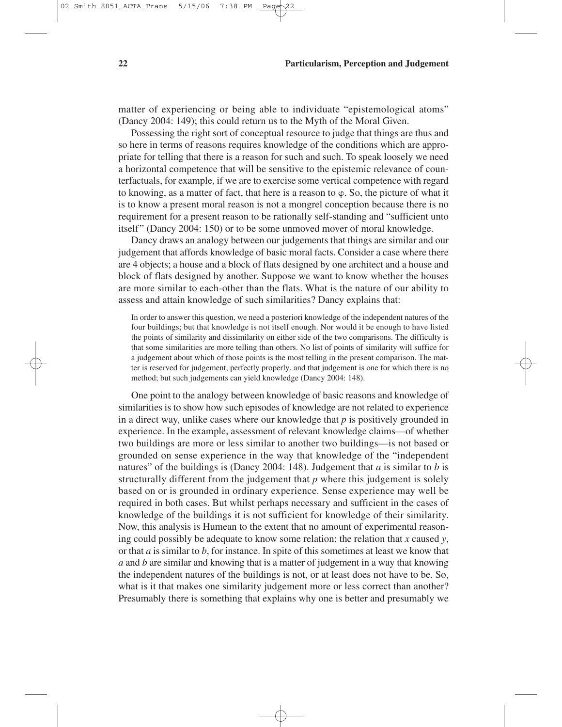matter of experiencing or being able to individuate "epistemological atoms" (Dancy 2004: 149); this could return us to the Myth of the Moral Given.

Possessing the right sort of conceptual resource to judge that things are thus and so here in terms of reasons requires knowledge of the conditions which are appropriate for telling that there is a reason for such and such. To speak loosely we need a horizontal competence that will be sensitive to the epistemic relevance of counterfactuals, for example, if we are to exercise some vertical competence with regard to knowing, as a matter of fact, that here is a reason to $\varphi$. So, the picture of what it is to know a present moral reason is not a mongrel conception because there is no requirement for a present reason to be rationally self-standing and "sufficient unto itself" (Dancy 2004: 150) or to be some unmoved mover of moral knowledge.

Dancy draws an analogy between our judgements that things are similar and our judgement that affords knowledge of basic moral facts. Consider a case where there are 4 objects; a house and a block of flats designed by one architect and a house and block of flats designed by another. Suppose we want to know whether the houses are more similar to each-other than the flats. What is the nature of our ability to assess and attain knowledge of such similarities? Dancy explains that:

> In order to answer this question, we need a posteriori knowledge of the independent natures of the four buildings; but that knowledge is not itself enough. Nor would it be enough to have listed the points of similarity and dissimilarity on either side of the two comparisons. The difficulty is that some similarities are more telling than others. No list of points of similarity will suffice for a judgement about which of those points is the most telling in the present comparison. The matter is reserved for judgement, perfectly properly, and that judgement is one for which there is no method; but such judgements can yield knowledge (Dancy 2004: 148).

One point to the analogy between knowledge of basic reasons and knowledge of similarities is to show how such episodes of knowledge are not related to experience in a direct way, unlike cases where our knowledge that *p* is positively grounded in experience. In the example, assessment of relevant knowledge claims—of whether two buildings are more or less similar to another two buildings—is not based or grounded on sense experience in the way that knowledge of the "independent natures" of the buildings is (Dancy 2004: 148). Judgement that *a* is similar to *b* is structurally different from the judgement that *p* where this judgement is solely based on or is grounded in ordinary experience. Sense experience may well be required in both cases. But whilst perhaps necessary and sufficient in the cases of knowledge of the buildings it is not sufficient for knowledge of their similarity. Now, this analysis is Humean to the extent that no amount of experimental reasoning could possibly be adequate to know some relation: the relation that *x* caused *y*, or that *a* is similar to *b*, for instance. In spite of this sometimes at least we know that *a* and *b* are similar and knowing that is a matter of judgement in a way that knowing the independent natures of the buildings is not, or at least does not have to be. So, what is it that makes one similarity judgement more or less correct than another? Presumably there is something that explains why one is better and presumably we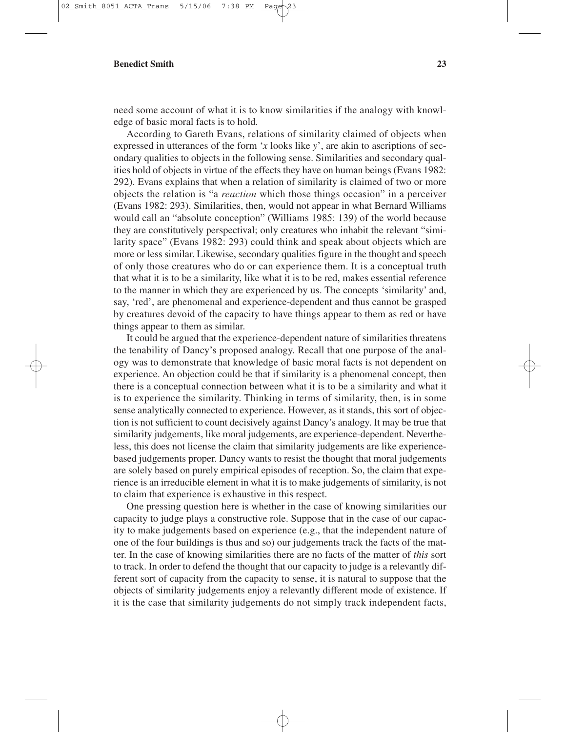need some account of what it is to know similarities if the analogy with knowledge of basic moral facts is to hold.

According to Gareth Evans, relations of similarity claimed of objects when expressed in utterances of the form '*x* looks like *y*', are akin to ascriptions of secondary qualities to objects in the following sense. Similarities and secondary qualities hold of objects in virtue of the effects they have on human beings (Evans 1982: 292). Evans explains that when a relation of similarity is claimed of two or more objects the relation is "a *reaction* which those things occasion" in a perceiver (Evans 1982: 293). Similarities, then, would not appear in what Bernard Williams would call an "absolute conception" (Williams 1985: 139) of the world because they are constitutively perspectival; only creatures who inhabit the relevant "similarity space" (Evans 1982: 293) could think and speak about objects which are more or less similar. Likewise, secondary qualities figure in the thought and speech of only those creatures who do or can experience them. It is a conceptual truth that what it is to be a similarity, like what it is to be red, makes essential reference to the manner in which they are experienced by us. The concepts 'similarity' and, say, 'red', are phenomenal and experience-dependent and thus cannot be grasped by creatures devoid of the capacity to have things appear to them as red or have things appear to them as similar.

It could be argued that the experience-dependent nature of similarities threatens the tenability of Dancy's proposed analogy. Recall that one purpose of the analogy was to demonstrate that knowledge of basic moral facts is not dependent on experience. An objection could be that if similarity is a phenomenal concept, then there is a conceptual connection between what it is to be a similarity and what it is to experience the similarity. Thinking in terms of similarity, then, is in some sense analytically connected to experience. However, as it stands, this sort of objection is not sufficient to count decisively against Dancy's analogy. It may be true that similarity judgements, like moral judgements, are experience-dependent. Nevertheless, this does not license the claim that similarity judgements are like experience-based judgements proper. Dancy wants to resist the thought that moral judgements are solely based on purely empirical episodes of reception. So, the claim that experience is an irreducible element in what it is to make judgements of similarity, is not to claim that experience is exhaustive in this respect.

One pressing question here is whether in the case of knowing similarities our capacity to judge plays a constructive role. Suppose that in the case of our capacity to make judgements based on experience (e.g., that the independent nature of one of the four buildings is thus and so) our judgements track the facts of the matter. In the case of knowing similarities there are no facts of the matter of *this* sort to track. In order to defend the thought that our capacity to judge is a relevantly different sort of capacity from the capacity to sense, it is natural to suppose that the objects of similarity judgements enjoy a relevantly different mode of existence. If it is the case that similarity judgements do not simply track independent facts,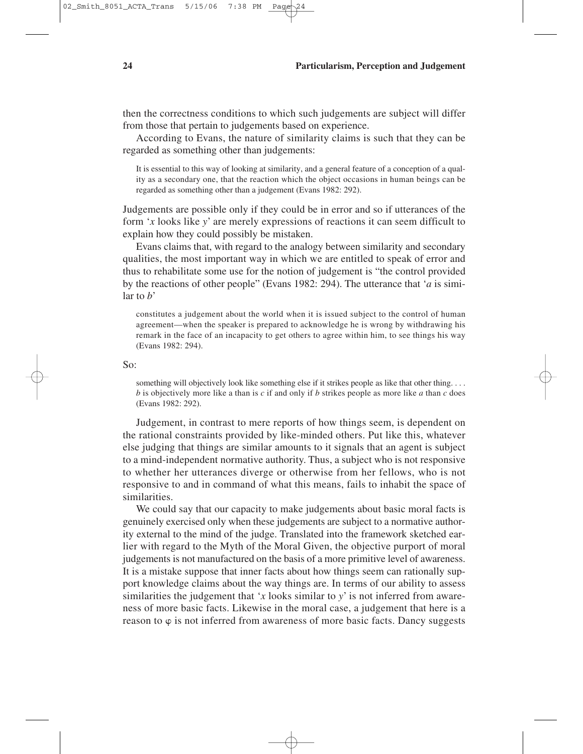then the correctness conditions to which such judgements are subject will differ from those that pertain to judgements based on experience.

According to Evans, the nature of similarity claims is such that they can be regarded as something other than judgements:

> It is essential to this way of looking at similarity, and a general feature of a conception of a quality as a secondary one, that the reaction which the object occasions in human beings can be regarded as something other than a judgement (Evans 1982: 292).

Judgements are possible only if they could be in error and so if utterances of the form '*x* looks like *y*' are merely expressions of reactions it can seem difficult to explain how they could possibly be mistaken.

Evans claims that, with regard to the analogy between similarity and secondary qualities, the most important way in which we are entitled to speak of error and thus to rehabilitate some use for the notion of judgement is "the control provided by the reactions of other people" (Evans 1982: 294). The utterance that '*a* is similar to *b*'

> constitutes a judgement about the world when it is issued subject to the control of human agreement—when the speaker is prepared to acknowledge he is wrong by withdrawing his remark in the face of an incapacity to get others to agree within him, to see things his way (Evans 1982: 294).

So:

> something will objectively look like something else if it strikes people as like that other thing. . . . *b* is objectively more like a than is *c* if and only if *b* strikes people as more like *a* than *c* does (Evans 1982: 292).

Judgement, in contrast to mere reports of how things seem, is dependent on the rational constraints provided by like-minded others. Put like this, whatever else judging that things are similar amounts to it signals that an agent is subject to a mind-independent normative authority. Thus, a subject who is not responsive to whether her utterances diverge or otherwise from her fellows, who is not responsive to and in command of what this means, fails to inhabit the space of similarities.

We could say that our capacity to make judgements about basic moral facts is genuinely exercised only when these judgements are subject to a normative authority external to the mind of the judge. Translated into the framework sketched earlier with regard to the Myth of the Moral Given, the objective purport of moral judgements is not manufactured on the basis of a more primitive level of awareness. It is a mistake suppose that inner facts about how things seem can rationally support knowledge claims about the way things are. In terms of our ability to assess similarities the judgement that '*x* looks similar to *y*' is not inferred from awareness of more basic facts. Likewise in the moral case, a judgement that here is a reason to φ is not inferred from awareness of more basic facts. Dancy suggests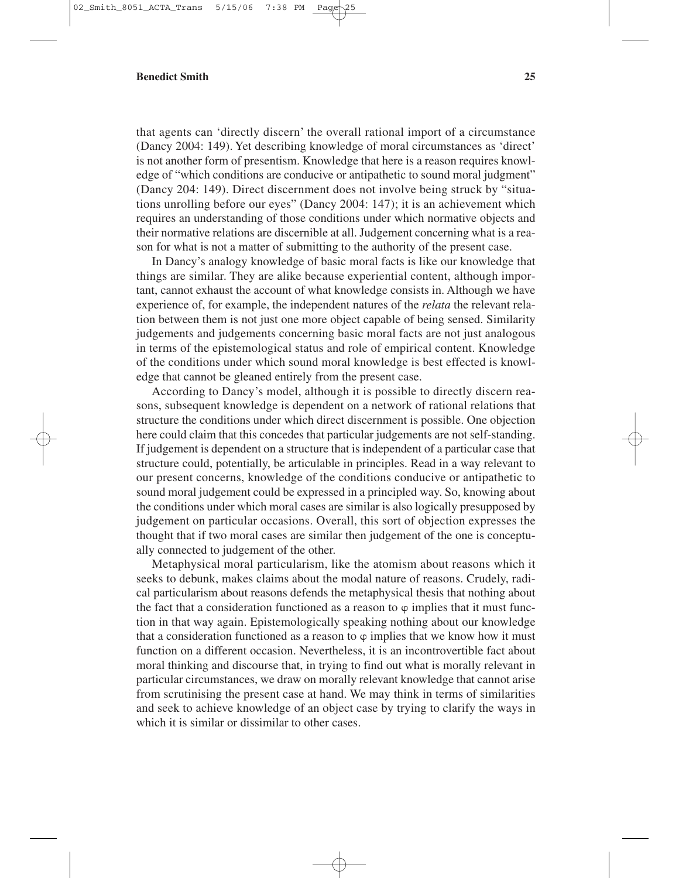that agents can 'directly discern' the overall rational import of a circumstance (Dancy 2004: 149). Yet describing knowledge of moral circumstances as 'direct' is not another form of presentism. Knowledge that here is a reason requires knowledge of "which conditions are conducive or antipathetic to sound moral judgment" (Dancy 204: 149). Direct discernment does not involve being struck by "situations unrolling before our eyes" (Dancy 2004: 147); it is an achievement which requires an understanding of those conditions under which normative objects and their normative relations are discernible at all. Judgement concerning what is a reason for what is not a matter of submitting to the authority of the present case.

In Dancy's analogy knowledge of basic moral facts is like our knowledge that things are similar. They are alike because experiential content, although important, cannot exhaust the account of what knowledge consists in. Although we have experience of, for example, the independent natures of the *relata* the relevant relation between them is not just one more object capable of being sensed. Similarity judgements and judgements concerning basic moral facts are not just analogous in terms of the epistemological status and role of empirical content. Knowledge of the conditions under which sound moral knowledge is best effected is knowledge that cannot be gleaned entirely from the present case.

According to Dancy's model, although it is possible to directly discern reasons, subsequent knowledge is dependent on a network of rational relations that structure the conditions under which direct discernment is possible. One objection here could claim that this concedes that particular judgements are not self-standing. If judgement is dependent on a structure that is independent of a particular case that structure could, potentially, be articulable in principles. Read in a way relevant to our present concerns, knowledge of the conditions conducive or antipathetic to sound moral judgement could be expressed in a principled way. So, knowing about the conditions under which moral cases are similar is also logically presupposed by judgement on particular occasions. Overall, this sort of objection expresses the thought that if two moral cases are similar then judgement of the one is conceptually connected to judgement of the other.

Metaphysical moral particularism, like the atomism about reasons which it seeks to debunk, makes claims about the modal nature of reasons. Crudely, radical particularism about reasons defends the metaphysical thesis that nothing about the fact that a consideration functioned as a reason to $\varphi$ implies that it must function in that way again. Epistemologically speaking nothing about our knowledge that a consideration functioned as a reason to $\varphi$ implies that we know how it must function on a different occasion. Nevertheless, it is an incontrovertible fact about moral thinking and discourse that, in trying to find out what is morally relevant in particular circumstances, we draw on morally relevant knowledge that cannot arise from scrutinising the present case at hand. We may think in terms of similarities and seek to achieve knowledge of an object case by trying to clarify the ways in which it is similar or dissimilar to other cases.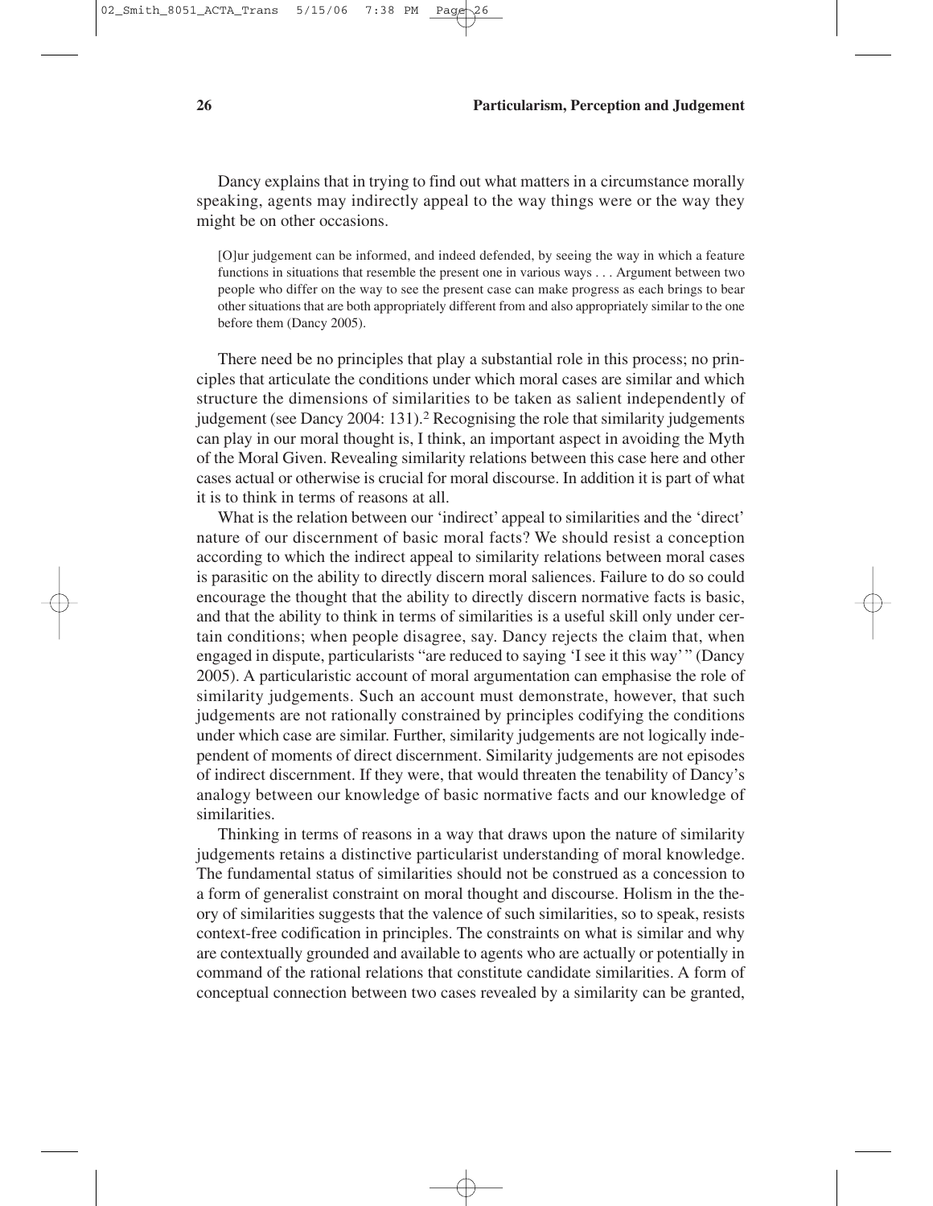Dancy explains that in trying to find out what matters in a circumstance morally speaking, agents may indirectly appeal to the way things were or the way they might be on other occasions.

> [O]ur judgement can be informed, and indeed defended, by seeing the way in which a feature functions in situations that resemble the present one in various ways . . . Argument between two people who differ on the way to see the present case can make progress as each brings to bear other situations that are both appropriately different from and also appropriately similar to the one before them (Dancy 2005).

There need be no principles that play a substantial role in this process; no principles that articulate the conditions under which moral cases are similar and which structure the dimensions of similarities to be taken as salient independently of judgement (see Dancy 2004: 131).[2] Recognising the role that similarity judgements can play in our moral thought is, I think, an important aspect in avoiding the Myth of the Moral Given. Revealing similarity relations between this case here and other cases actual or otherwise is crucial for moral discourse. In addition it is part of what it is to think in terms of reasons at all.

What is the relation between our 'indirect' appeal to similarities and the 'direct' nature of our discernment of basic moral facts? We should resist a conception according to which the indirect appeal to similarity relations between moral cases is parasitic on the ability to directly discern moral saliences. Failure to do so could encourage the thought that the ability to directly discern normative facts is basic, and that the ability to think in terms of similarities is a useful skill only under certain conditions; when people disagree, say. Dancy rejects the claim that, when engaged in dispute, particularists "are reduced to saying 'I see it this way'" (Dancy 2005). A particularistic account of moral argumentation can emphasise the role of similarity judgements. Such an account must demonstrate, however, that such judgements are not rationally constrained by principles codifying the conditions under which case are similar. Further, similarity judgements are not logically independent of moments of direct discernment. Similarity judgements are not episodes of indirect discernment. If they were, that would threaten the tenability of Dancy's analogy between our knowledge of basic normative facts and our knowledge of similarities.

Thinking in terms of reasons in a way that draws upon the nature of similarity judgements retains a distinctive particularist understanding of moral knowledge. The fundamental status of similarities should not be construed as a concession to a form of generalist constraint on moral thought and discourse. Holism in the theory of similarities suggests that the valence of such similarities, so to speak, resists context-free codification in principles. The constraints on what is similar and why are contextually grounded and available to agents who are actually or potentially in command of the rational relations that constitute candidate similarities. A form of conceptual connection between two cases revealed by a similarity can be granted,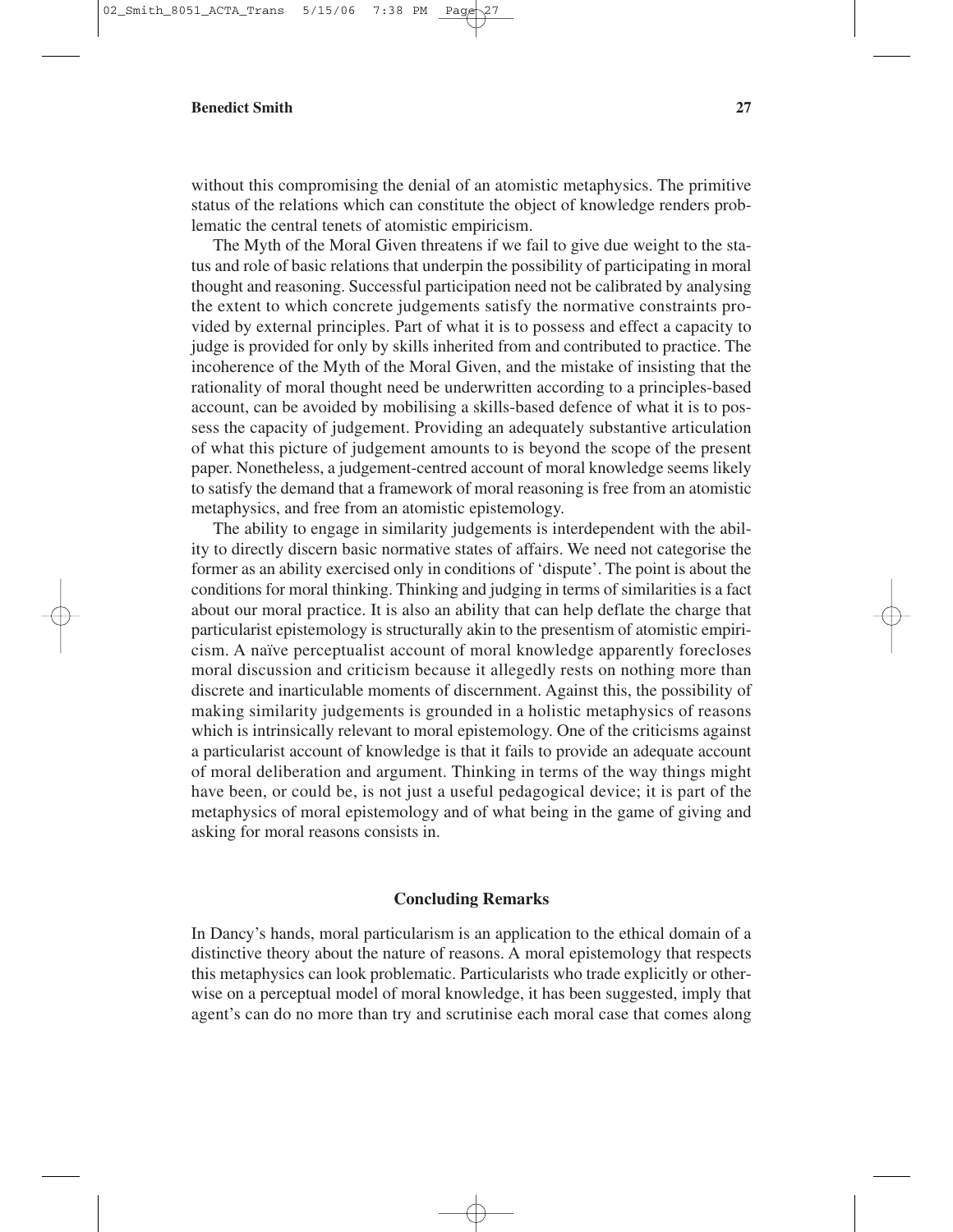without this compromising the denial of an atomistic metaphysics. The primitive status of the relations which can constitute the object of knowledge renders problematic the central tenets of atomistic empiricism.

The Myth of the Moral Given threatens if we fail to give due weight to the status and role of basic relations that underpin the possibility of participating in moral thought and reasoning. Successful participation need not be calibrated by analysing the extent to which concrete judgements satisfy the normative constraints provided by external principles. Part of what it is to possess and effect a capacity to judge is provided for only by skills inherited from and contributed to practice. The incoherence of the Myth of the Moral Given, and the mistake of insisting that the rationality of moral thought need be underwritten according to a principles-based account, can be avoided by mobilising a skills-based defence of what it is to possess the capacity of judgement. Providing an adequately substantive articulation of what this picture of judgement amounts to is beyond the scope of the present paper. Nonetheless, a judgement-centred account of moral knowledge seems likely to satisfy the demand that a framework of moral reasoning is free from an atomistic metaphysics, and free from an atomistic epistemology.

The ability to engage in similarity judgements is interdependent with the ability to directly discern basic normative states of affairs. We need not categorise the former as an ability exercised only in conditions of 'dispute'. The point is about the conditions for moral thinking. Thinking and judging in terms of similarities is a fact about our moral practice. It is also an ability that can help deflate the charge that particularist epistemology is structurally akin to the presentism of atomistic empiricism. A naïve perceptualist account of moral knowledge apparently forecloses moral discussion and criticism because it allegedly rests on nothing more than discrete and inarticulable moments of discernment. Against this, the possibility of making similarity judgements is grounded in a holistic metaphysics of reasons which is intrinsically relevant to moral epistemology. One of the criticisms against a particularist account of knowledge is that it fails to provide an adequate account of moral deliberation and argument. Thinking in terms of the way things might have been, or could be, is not just a useful pedagogical device; it is part of the metaphysics of moral epistemology and of what being in the game of giving and asking for moral reasons consists in.

## Concluding Remarks

In Dancy's hands, moral particularism is an application to the ethical domain of a distinctive theory about the nature of reasons. A moral epistemology that respects this metaphysics can look problematic. Particularists who trade explicitly or otherwise on a perceptual model of moral knowledge, it has been suggested, imply that agent's can do no more than try and scrutinise each moral case that comes along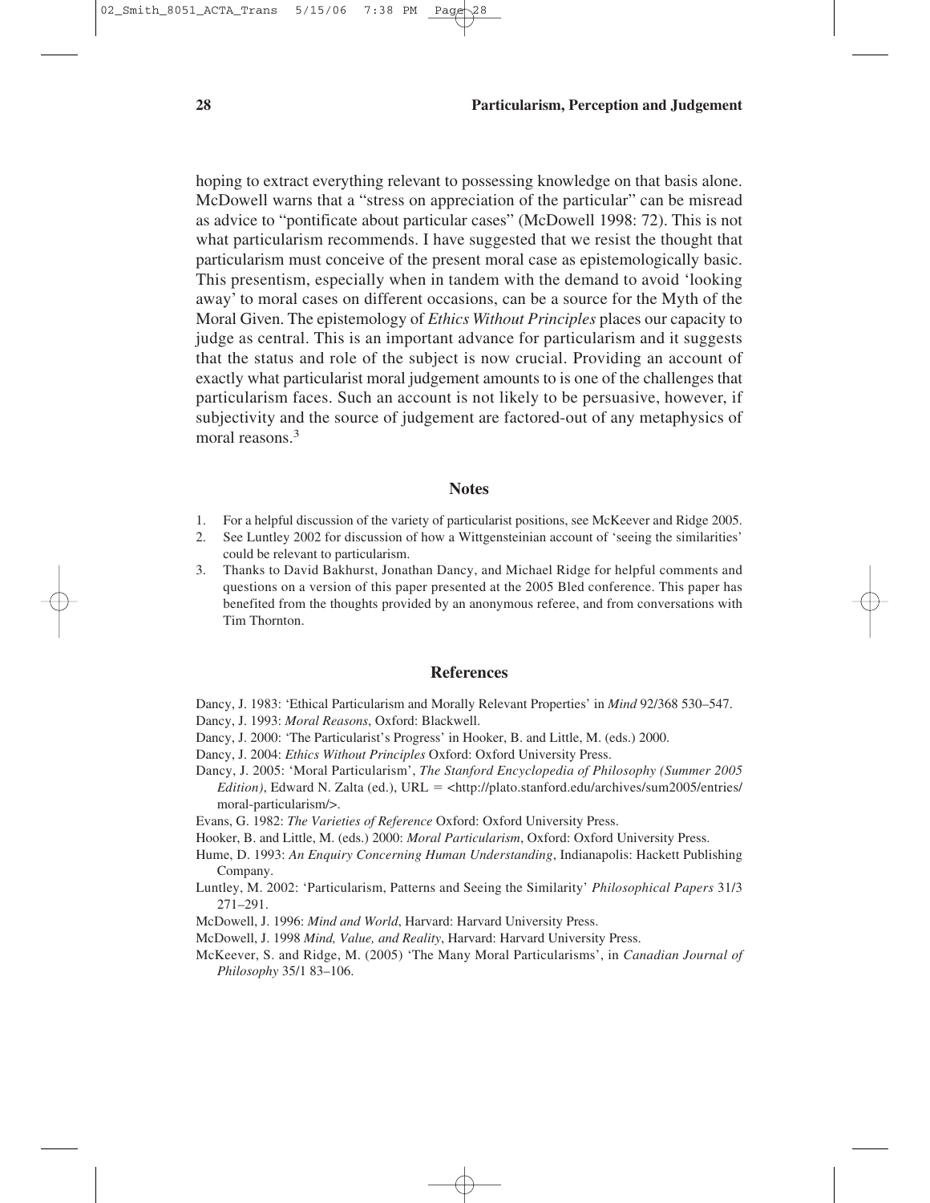hoping to extract everything relevant to possessing knowledge on that basis alone. McDowell warns that a "stress on appreciation of the particular" can be misread as advice to "pontificate about particular cases" (McDowell 1998: 72). This is not what particularism recommends. I have suggested that we resist the thought that particularism must conceive of the present moral case as epistemologically basic. This presentism, especially when in tandem with the demand to avoid 'looking away' to moral cases on different occasions, can be a source for the Myth of the Moral Given. The epistemology of *Ethics Without Principles* places our capacity to judge as central. This is an important advance for particularism and it suggests that the status and role of the subject is now crucial. Providing an account of exactly what particularist moral judgement amounts to is one of the challenges that particularism faces. Such an account is not likely to be persuasive, however, if subjectivity and the source of judgement are factored-out of any metaphysics of moral reasons.[3]

## Notes

1. For a helpful discussion of the variety of particularist positions, see McKeever and Ridge 2005.
2. See Luntley 2002 for discussion of how a Wittgensteinian account of 'seeing the similarities' could be relevant to particularism.
3. Thanks to David Bakhurst, Jonathan Dancy, and Michael Ridge for helpful comments and questions on a version of this paper presented at the 2005 Bled conference. This paper has benefited from the thoughts provided by an anonymous referee, and from conversations with Tim Thornton.

## References

Dancy, J. 1983: 'Ethical Particularism and Morally Relevant Properties' in *Mind* 92/368 530–547.

Dancy, J. 1993: *Moral Reasons*, Oxford: Blackwell.

Dancy, J. 2000: 'The Particularist's Progress' in Hooker, B. and Little, M. (eds.) 2000.

Dancy, J. 2004: *Ethics Without Principles* Oxford: Oxford University Press.

Dancy, J. 2005: 'Moral Particularism', *The Stanford Encyclopedia of Philosophy (Summer 2005 Edition)*, Edward N. Zalta (ed.), URL = <http://plato.stanford.edu/archives/sum2005/entries/moral-particularism/>.

Evans, G. 1982: *The Varieties of Reference* Oxford: Oxford University Press.

Hooker, B. and Little, M. (eds.) 2000: *Moral Particularism*, Oxford: Oxford University Press.

Hume, D. 1993: *An Enquiry Concerning Human Understanding*, Indianapolis: Hackett Publishing Company.

Luntley, M. 2002: 'Particularism, Patterns and Seeing the Similarity' *Philosophical Papers* 31/3 271–291.

McDowell, J. 1996: *Mind and World*, Harvard: Harvard University Press.

McDowell, J. 1998 *Mind, Value, and Reality*, Harvard: Harvard University Press.

McKeever, S. and Ridge, M. (2005) 'The Many Moral Particularisms', in *Canadian Journal of Philosophy* 35/1 83–106.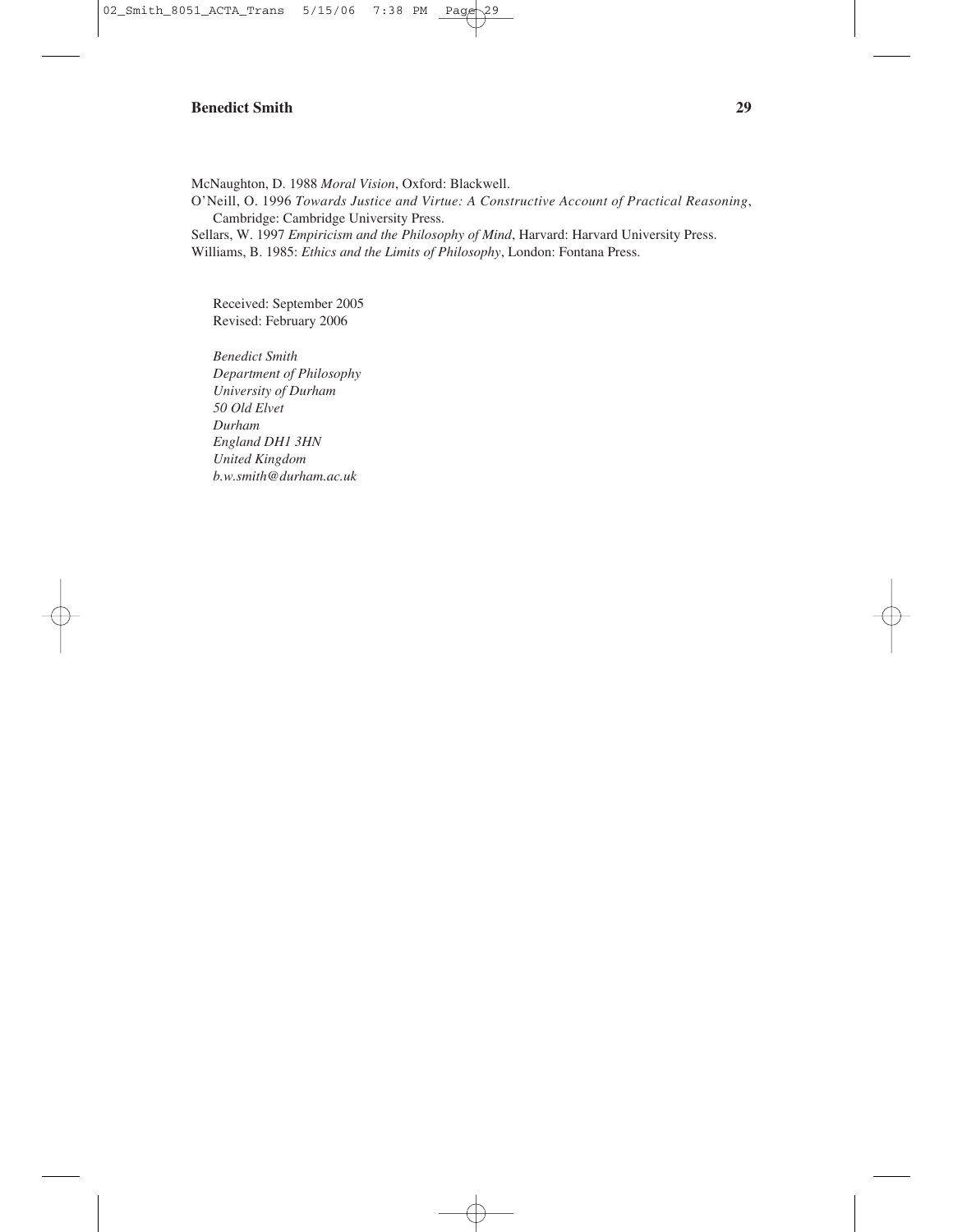McNaughton, D. 1988 *Moral Vision*, Oxford: Blackwell.

O'Neill, O. 1996 *Towards Justice and Virtue: A Constructive Account of Practical Reasoning*, Cambridge: Cambridge University Press.

Sellars, W. 1997 *Empiricism and the Philosophy of Mind*, Harvard: Harvard University Press.

Williams, B. 1985: *Ethics and the Limits of Philosophy*, London: Fontana Press.

Received: September 2005
Revised: February 2006

*Benedict Smith*
*Department of Philosophy*
*University of Durham*
*50 Old Elvet*
*Durham*
*England DH1 3HN*
*United Kingdom*
*b.w.smith@durham.ac.uk*